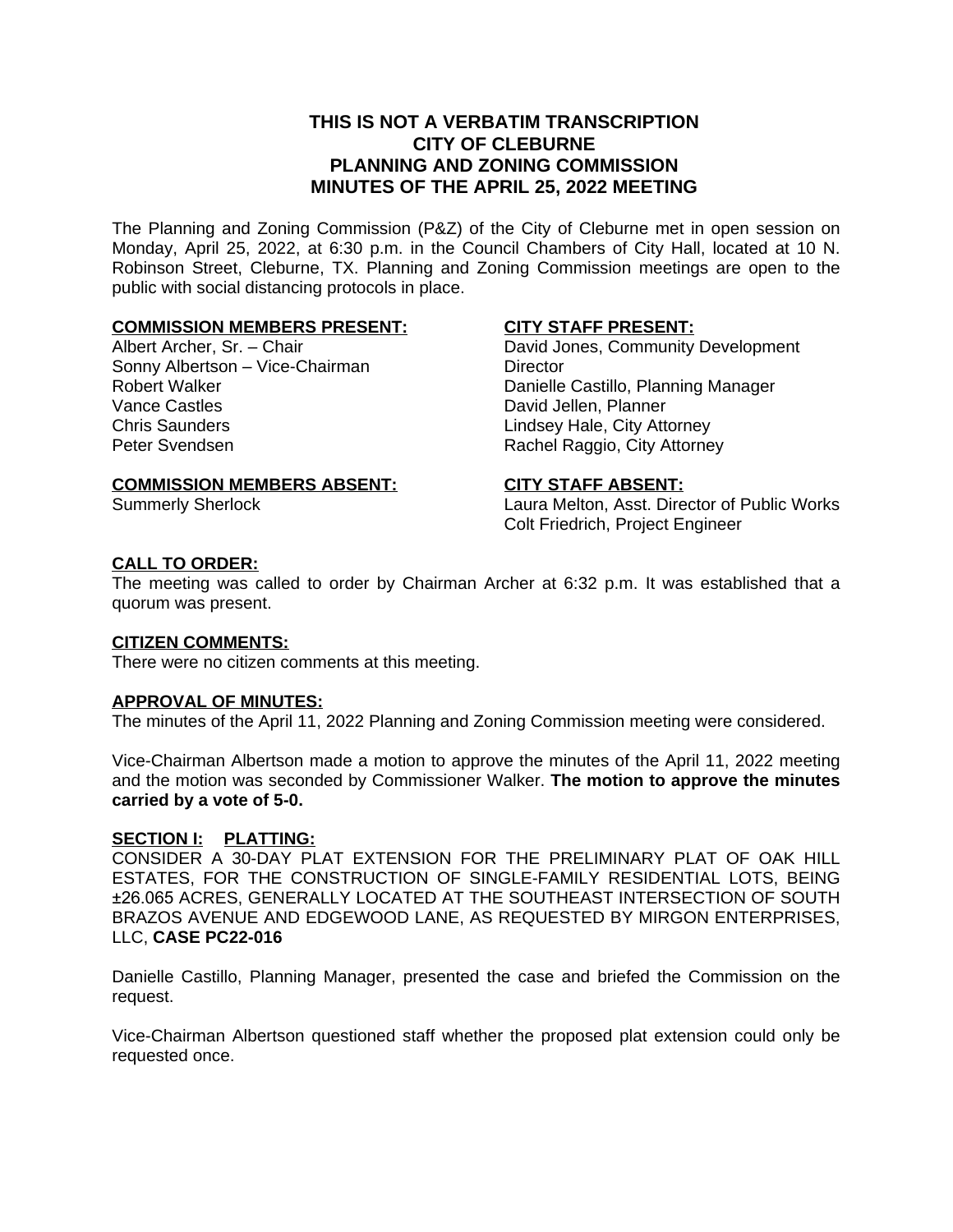# THIS IS NOT A VERBATIM TRANSCRIPTION
# CITY OF CLEBURNE
# PLANNING AND ZONING COMMISSION
# MINUTES OF THE APRIL 25, 2022 MEETING

The Planning and Zoning Commission (P&Z) of the City of Cleburne met in open session on Monday, April 25, 2022, at 6:30 p.m. in the Council Chambers of City Hall, located at 10 N. Robinson Street, Cleburne, TX. Planning and Zoning Commission meetings are open to the public with social distancing protocols in place.

**COMMISSION MEMBERS PRESENT:**
Albert Archer, Sr. – Chair
Sonny Albertson – Vice-Chairman
Robert Walker
Vance Castles
Chris Saunders
Peter Svendsen

**CITY STAFF PRESENT:**
David Jones, Community Development Director
Danielle Castillo, Planning Manager
David Jellen, Planner
Lindsey Hale, City Attorney
Rachel Raggio, City Attorney

**COMMISSION MEMBERS ABSENT:**
Summerly Sherlock

**CITY STAFF ABSENT:**
Laura Melton, Asst. Director of Public Works
Colt Friedrich, Project Engineer

**CALL TO ORDER:**
The meeting was called to order by Chairman Archer at 6:32 p.m. It was established that a quorum was present.

**CITIZEN COMMENTS:**
There were no citizen comments at this meeting.

**APPROVAL OF MINUTES:**
The minutes of the April 11, 2022 Planning and Zoning Commission meeting were considered.

Vice-Chairman Albertson made a motion to approve the minutes of the April 11, 2022 meeting and the motion was seconded by Commissioner Walker. **The motion to approve the minutes carried by a vote of 5-0.**

**SECTION I: PLATTING:**
CONSIDER A 30-DAY PLAT EXTENSION FOR THE PRELIMINARY PLAT OF OAK HILL ESTATES, FOR THE CONSTRUCTION OF SINGLE-FAMILY RESIDENTIAL LOTS, BEING ±26.065 ACRES, GENERALLY LOCATED AT THE SOUTHEAST INTERSECTION OF SOUTH BRAZOS AVENUE AND EDGEWOOD LANE, AS REQUESTED BY MIRGON ENTERPRISES, LLC, **CASE PC22-016**

Danielle Castillo, Planning Manager, presented the case and briefed the Commission on the request.

Vice-Chairman Albertson questioned staff whether the proposed plat extension could only be requested once.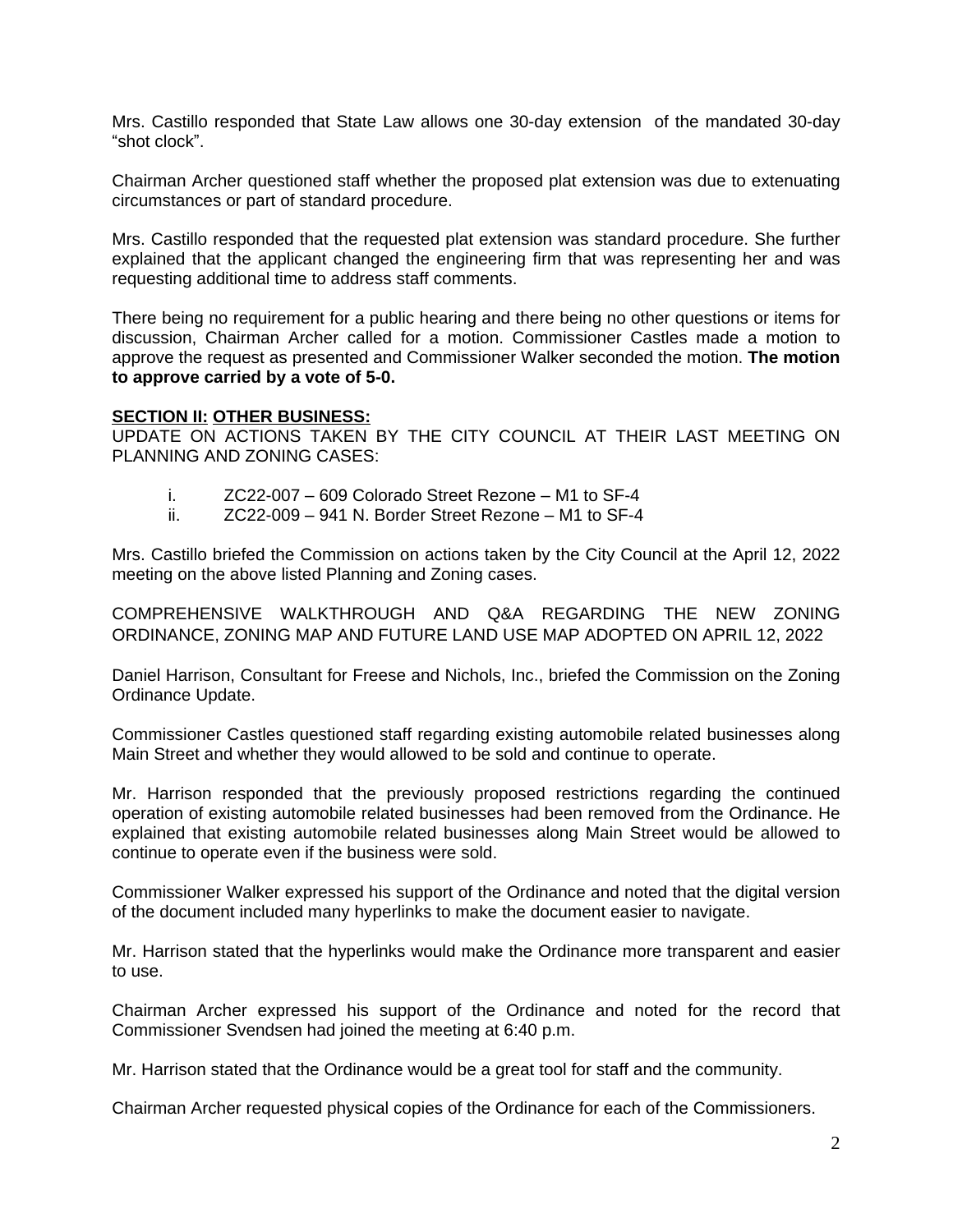Mrs. Castillo responded that State Law allows one 30-day extension of the mandated 30-day "shot clock".

Chairman Archer questioned staff whether the proposed plat extension was due to extenuating circumstances or part of standard procedure.

Mrs. Castillo responded that the requested plat extension was standard procedure. She further explained that the applicant changed the engineering firm that was representing her and was requesting additional time to address staff comments.

There being no requirement for a public hearing and there being no other questions or items for discussion, Chairman Archer called for a motion. Commissioner Castles made a motion to approve the request as presented and Commissioner Walker seconded the motion. **The motion to approve carried by a vote of 5-0.**

**SECTION II: OTHER BUSINESS:**

UPDATE ON ACTIONS TAKEN BY THE CITY COUNCIL AT THEIR LAST MEETING ON PLANNING AND ZONING CASES:

i. ZC22-007 – 609 Colorado Street Rezone – M1 to SF-4
ii. ZC22-009 – 941 N. Border Street Rezone – M1 to SF-4

Mrs. Castillo briefed the Commission on actions taken by the City Council at the April 12, 2022 meeting on the above listed Planning and Zoning cases.

COMPREHENSIVE WALKTHROUGH AND Q&A REGARDING THE NEW ZONING ORDINANCE, ZONING MAP AND FUTURE LAND USE MAP ADOPTED ON APRIL 12, 2022

Daniel Harrison, Consultant for Freese and Nichols, Inc., briefed the Commission on the Zoning Ordinance Update.

Commissioner Castles questioned staff regarding existing automobile related businesses along Main Street and whether they would allowed to be sold and continue to operate.

Mr. Harrison responded that the previously proposed restrictions regarding the continued operation of existing automobile related businesses had been removed from the Ordinance. He explained that existing automobile related businesses along Main Street would be allowed to continue to operate even if the business were sold.

Commissioner Walker expressed his support of the Ordinance and noted that the digital version of the document included many hyperlinks to make the document easier to navigate.

Mr. Harrison stated that the hyperlinks would make the Ordinance more transparent and easier to use.

Chairman Archer expressed his support of the Ordinance and noted for the record that Commissioner Svendsen had joined the meeting at 6:40 p.m.

Mr. Harrison stated that the Ordinance would be a great tool for staff and the community.

Chairman Archer requested physical copies of the Ordinance for each of the Commissioners.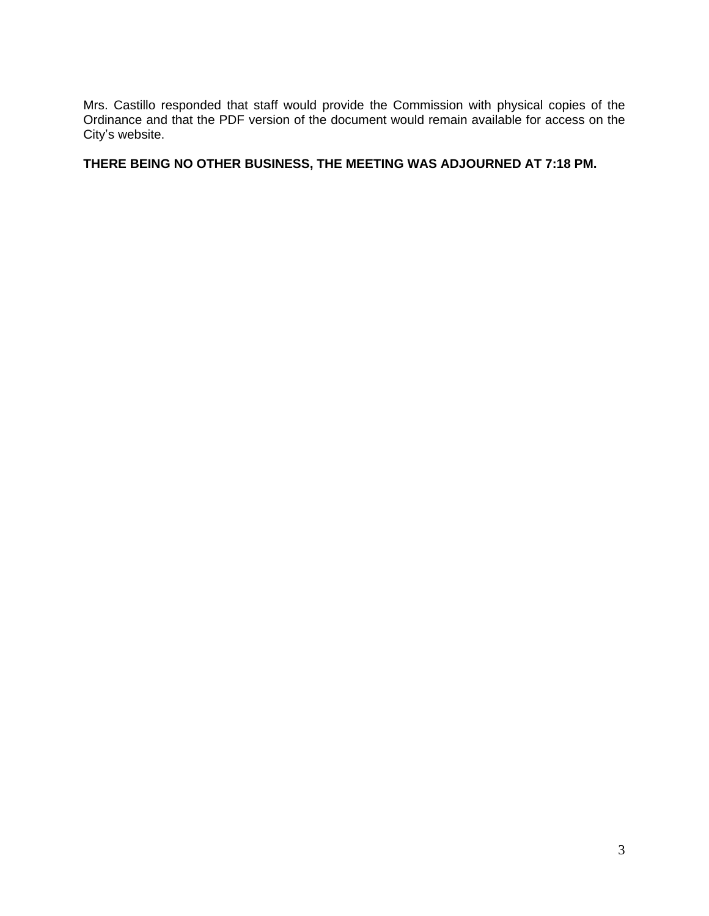Mrs. Castillo responded that staff would provide the Commission with physical copies of the Ordinance and that the PDF version of the document would remain available for access on the City's website.

**THERE BEING NO OTHER BUSINESS, THE MEETING WAS ADJOURNED AT 7:18 PM.**